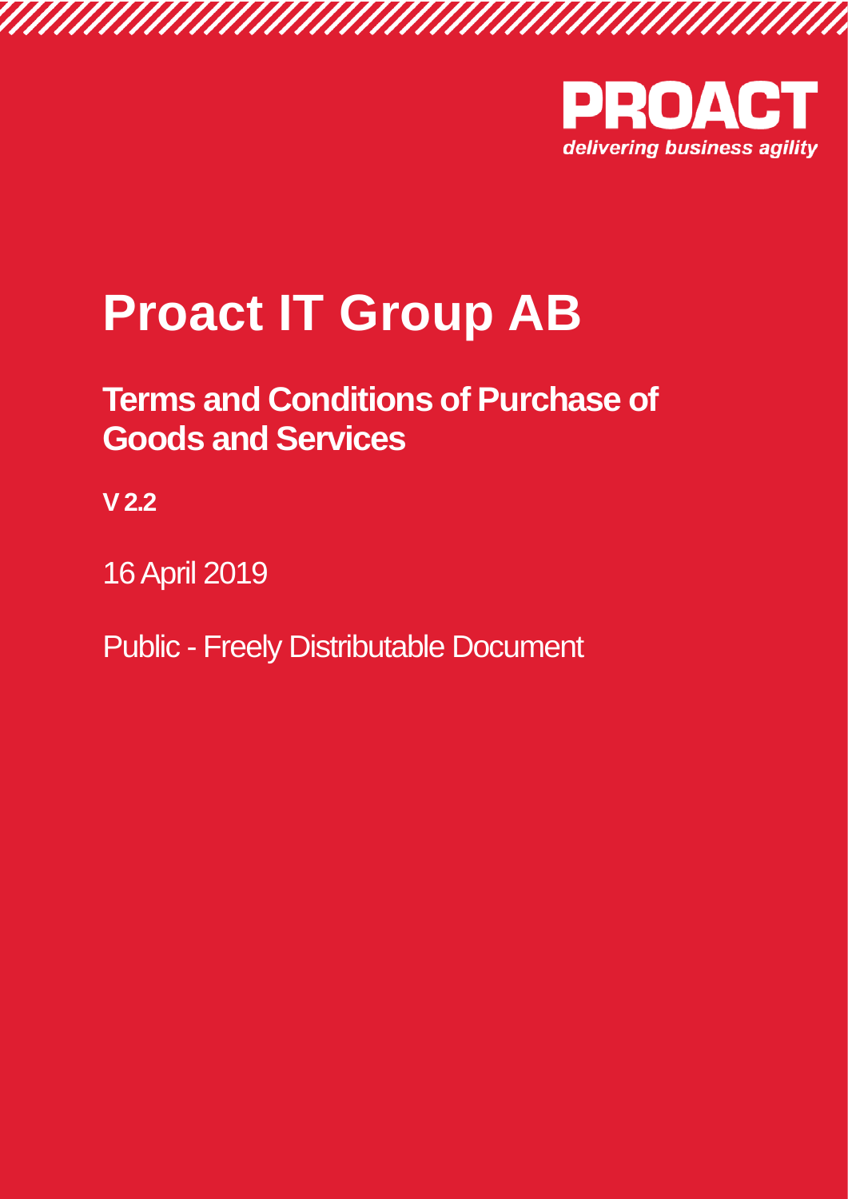PROACT

*delivering business agility*

# Proact IT Group AB

## Terms and Conditions of Purchase of Goods and Services

**V 2.2**

16 April 2019

Public - Freely Distributable Document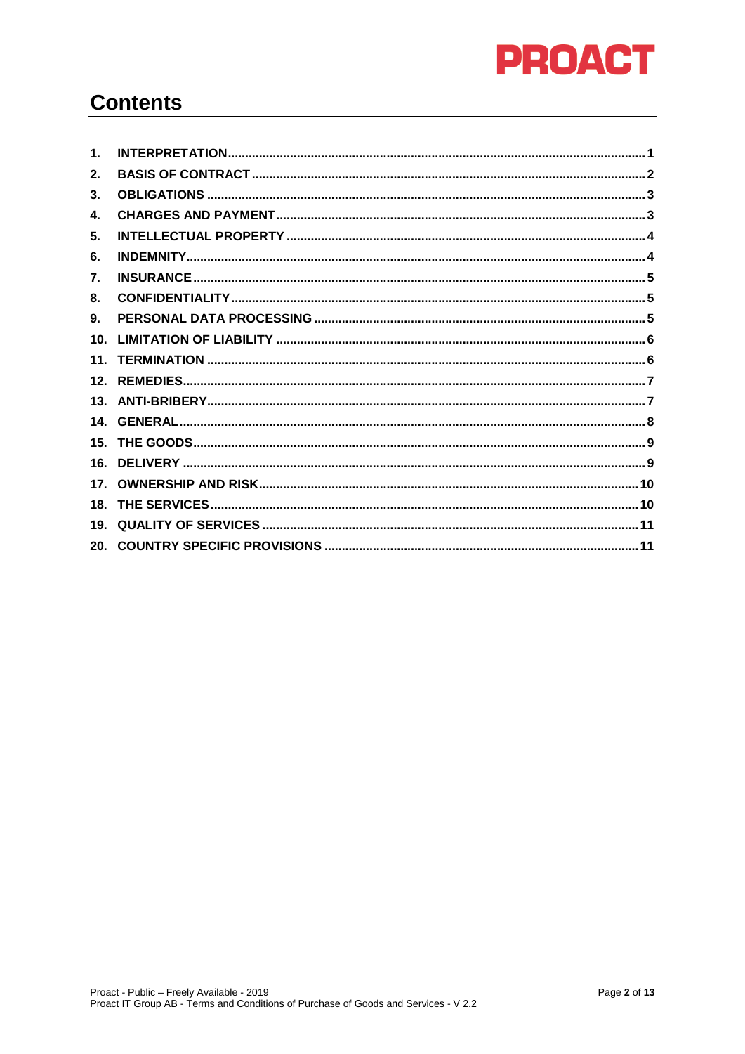# Contents

1. INTERPRETATION ............................................................ 1
2. BASIS OF CONTRACT ......................................................... 2
3. OBLIGATIONS ............................................................... 3
4. CHARGES AND PAYMENT ....................................................... 3
5. INTELLECTUAL PROPERTY ..................................................... 4
6. INDEMNITY ................................................................. 4
7. INSURANCE ................................................................. 5
8. CONFIDENTIALITY ........................................................... 5
9. PERSONAL DATA PROCESSING .................................................. 5
10. LIMITATION OF LIABILITY .................................................. 6
11. TERMINATION .............................................................. 6
12. REMEDIES ................................................................. 7
13. ANTI-BRIBERY ............................................................. 7
14. GENERAL .................................................................. 8
15. THE GOODS ................................................................ 9
16. DELIVERY ................................................................. 9
17. OWNERSHIP AND RISK ....................................................... 10
18. THE SERVICES ............................................................. 10
19. QUALITY OF SERVICES ...................................................... 11
20. COUNTRY SPECIFIC PROVISIONS .............................................. 11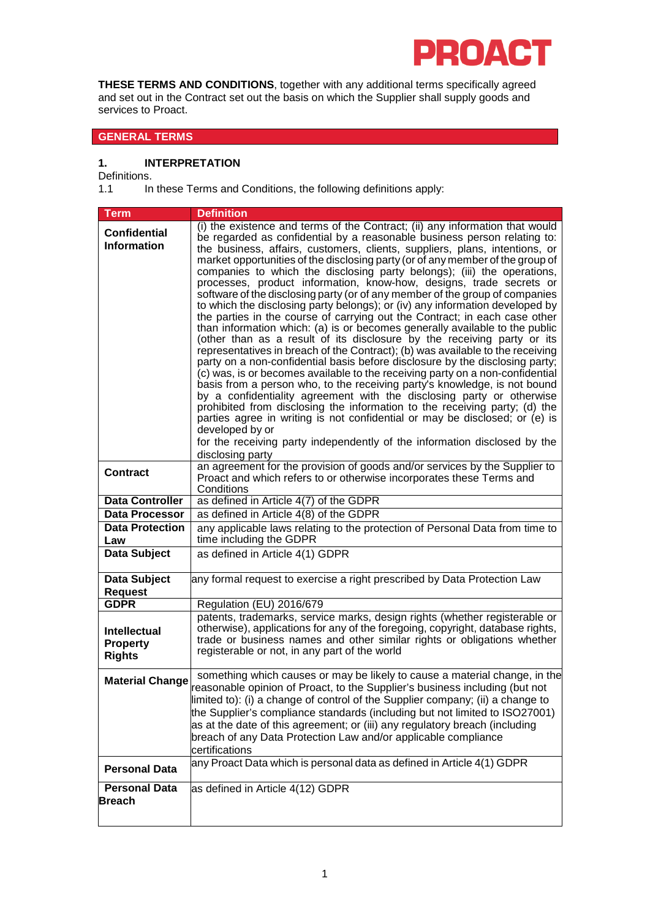**THESE TERMS AND CONDITIONS**, together with any additional terms specifically agreed and set out in the Contract set out the basis on which the Supplier shall supply goods and services to Proact.

## GENERAL TERMS

### 1. INTERPRETATION

Definitions.

1.1 In these Terms and Conditions, the following definitions apply:

| Term | Definition |
|---|---|
| **Confidential Information** | (i) the existence and terms of the Contract; (ii) any information that would be regarded as confidential by a reasonable business person relating to: the business, affairs, customers, clients, suppliers, plans, intentions, or market opportunities of the disclosing party (or of any member of the group of companies to which the disclosing party belongs); (iii) the operations, processes, product information, know-how, designs, trade secrets or software of the disclosing party (or of any member of the group of companies to which the disclosing party belongs); or (iv) any information developed by the parties in the course of carrying out the Contract; in each case other than information which: (a) is or becomes generally available to the public (other than as a result of its disclosure by the receiving party or its representatives in breach of the Contract); (b) was available to the receiving party on a non-confidential basis before disclosure by the disclosing party; (c) was, is or becomes available to the receiving party on a non-confidential basis from a person who, to the receiving party's knowledge, is not bound by a confidentiality agreement with the disclosing party or otherwise prohibited from disclosing the information to the receiving party; (d) the parties agree in writing is not confidential or may be disclosed; or (e) is developed by or for the receiving party independently of the information disclosed by the disclosing party |
| **Contract** | an agreement for the provision of goods and/or services by the Supplier to Proact and which refers to or otherwise incorporates these Terms and Conditions |
| **Data Controller** | as defined in Article 4(7) of the GDPR |
| **Data Processor** | as defined in Article 4(8) of the GDPR |
| **Data Protection Law** | any applicable laws relating to the protection of Personal Data from time to time including the GDPR |
| **Data Subject** | as defined in Article 4(1) GDPR |
| **Data Subject Request** | any formal request to exercise a right prescribed by Data Protection Law |
| **GDPR** | Regulation (EU) 2016/679 |
| **Intellectual Property Rights** | patents, trademarks, service marks, design rights (whether registerable or otherwise), applications for any of the foregoing, copyright, database rights, trade or business names and other similar rights or obligations whether registerable or not, in any part of the world |
| **Material Change** | something which causes or may be likely to cause a material change, in the reasonable opinion of Proact, to the Supplier's business including (but not limited to): (i) a change of control of the Supplier company; (ii) a change to the Supplier's compliance standards (including but not limited to ISO27001) as at the date of this agreement; or (iii) any regulatory breach (including breach of any Data Protection Law and/or applicable compliance certifications |
| **Personal Data** | any Proact Data which is personal data as defined in Article 4(1) GDPR |
| **Personal Data Breach** | as defined in Article 4(12) GDPR |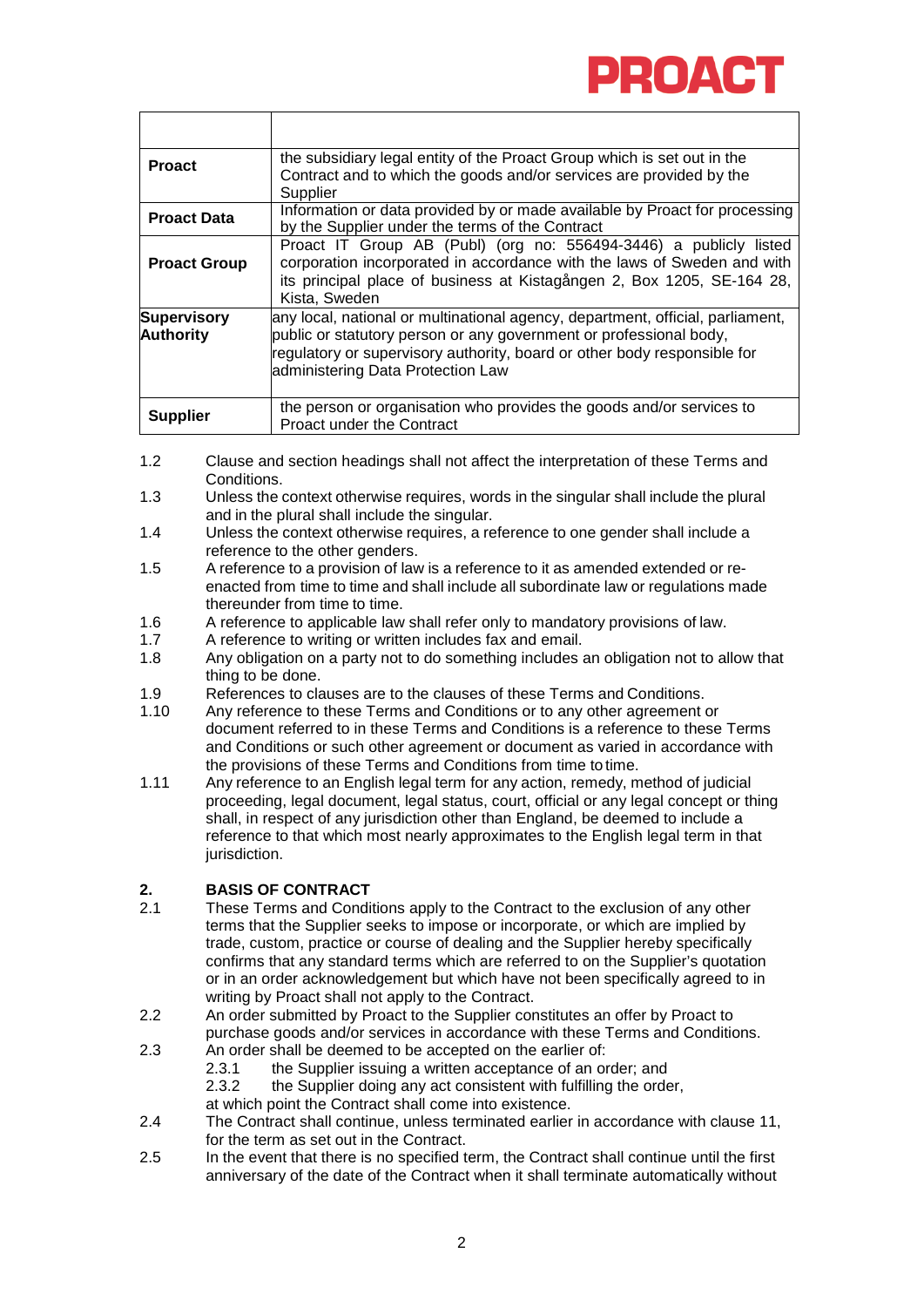| | |
|---|---|
| **Proact** | the subsidiary legal entity of the Proact Group which is set out in the Contract and to which the goods and/or services are provided by the Supplier |
| **Proact Data** | Information or data provided by or made available by Proact for processing by the Supplier under the terms of the Contract |
| **Proact Group** | Proact IT Group AB (Publ) (org no: 556494-3446) a publicly listed corporation incorporated in accordance with the laws of Sweden and with its principal place of business at Kistagången 2, Box 1205, SE-164 28, Kista, Sweden |
| **Supervisory Authority** | any local, national or multinational agency, department, official, parliament, public or statutory person or any government or professional body, regulatory or supervisory authority, board or other body responsible for administering Data Protection Law |
| **Supplier** | the person or organisation who provides the goods and/or services to Proact under the Contract |

1.2 Clause and section headings shall not affect the interpretation of these Terms and Conditions.

1.3 Unless the context otherwise requires, words in the singular shall include the plural and in the plural shall include the singular.

1.4 Unless the context otherwise requires, a reference to one gender shall include a reference to the other genders.

1.5 A reference to a provision of law is a reference to it as amended extended or re-enacted from time to time and shall include all subordinate law or regulations made thereunder from time to time.

1.6 A reference to applicable law shall refer only to mandatory provisions of law.

1.7 A reference to writing or written includes fax and email.

1.8 Any obligation on a party not to do something includes an obligation not to allow that thing to be done.

1.9 References to clauses are to the clauses of these Terms and Conditions.

1.10 Any reference to these Terms and Conditions or to any other agreement or document referred to in these Terms and Conditions is a reference to these Terms and Conditions or such other agreement or document as varied in accordance with the provisions of these Terms and Conditions from time to time.

1.11 Any reference to an English legal term for any action, remedy, method of judicial proceeding, legal document, legal status, court, official or any legal concept or thing shall, in respect of any jurisdiction other than England, be deemed to include a reference to that which most nearly approximates to the English legal term in that jurisdiction.

## 2. BASIS OF CONTRACT

2.1 These Terms and Conditions apply to the Contract to the exclusion of any other terms that the Supplier seeks to impose or incorporate, or which are implied by trade, custom, practice or course of dealing and the Supplier hereby specifically confirms that any standard terms which are referred to on the Supplier's quotation or in an order acknowledgement but which have not been specifically agreed to in writing by Proact shall not apply to the Contract.

2.2 An order submitted by Proact to the Supplier constitutes an offer by Proact to purchase goods and/or services in accordance with these Terms and Conditions.

2.3 An order shall be deemed to be accepted on the earlier of:

2.3.1 the Supplier issuing a written acceptance of an order; and

2.3.2 the Supplier doing any act consistent with fulfilling the order,

at which point the Contract shall come into existence.

2.4 The Contract shall continue, unless terminated earlier in accordance with clause 11, for the term as set out in the Contract.

2.5 In the event that there is no specified term, the Contract shall continue until the first anniversary of the date of the Contract when it shall terminate automatically without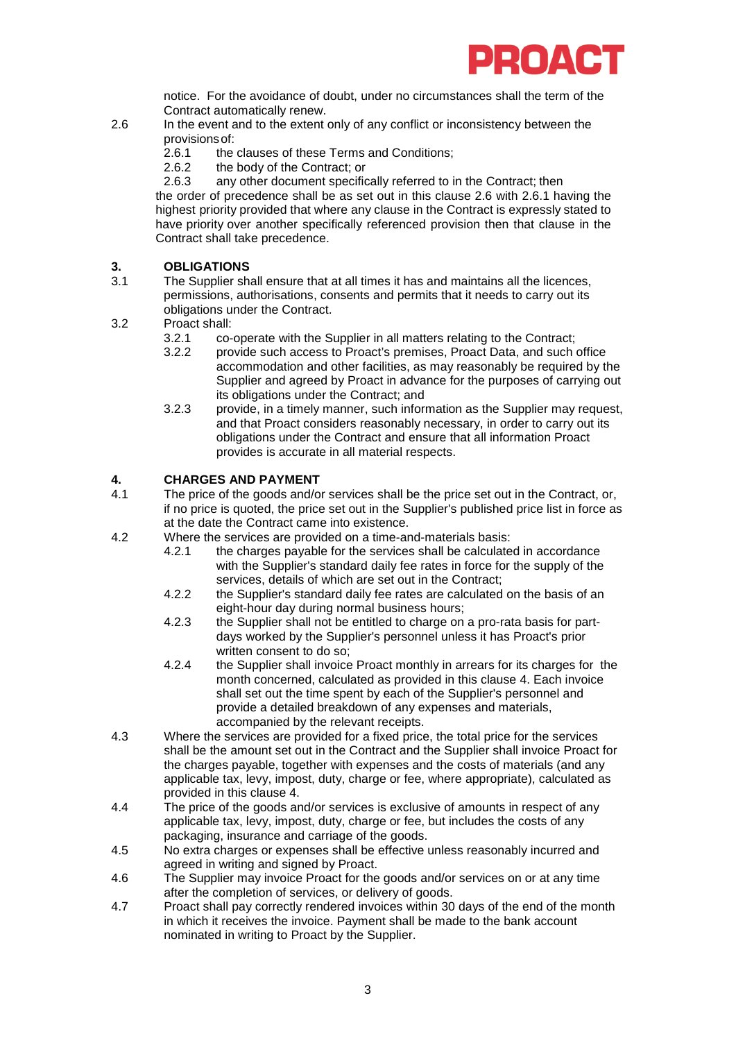notice. For the avoidance of doubt, under no circumstances shall the term of the Contract automatically renew.

2.6 In the event and to the extent only of any conflict or inconsistency between the provisions of:

 2.6.1 the clauses of these Terms and Conditions;

 2.6.2 the body of the Contract; or

 2.6.3 any other document specifically referred to in the Contract; then

the order of precedence shall be as set out in this clause 2.6 with 2.6.1 having the highest priority provided that where any clause in the Contract is expressly stated to have priority over another specifically referenced provision then that clause in the Contract shall take precedence.

## 3. OBLIGATIONS

3.1 The Supplier shall ensure that at all times it has and maintains all the licences, permissions, authorisations, consents and permits that it needs to carry out its obligations under the Contract.

3.2 Proact shall:

 3.2.1 co-operate with the Supplier in all matters relating to the Contract;

 3.2.2 provide such access to Proact's premises, Proact Data, and such office accommodation and other facilities, as may reasonably be required by the Supplier and agreed by Proact in advance for the purposes of carrying out its obligations under the Contract; and

 3.2.3 provide, in a timely manner, such information as the Supplier may request, and that Proact considers reasonably necessary, in order to carry out its obligations under the Contract and ensure that all information Proact provides is accurate in all material respects.

## 4. CHARGES AND PAYMENT

4.1 The price of the goods and/or services shall be the price set out in the Contract, or, if no price is quoted, the price set out in the Supplier's published price list in force as at the date the Contract came into existence.

4.2 Where the services are provided on a time-and-materials basis:

 4.2.1 the charges payable for the services shall be calculated in accordance with the Supplier's standard daily fee rates in force for the supply of the services, details of which are set out in the Contract;

 4.2.2 the Supplier's standard daily fee rates are calculated on the basis of an eight-hour day during normal business hours;

 4.2.3 the Supplier shall not be entitled to charge on a pro-rata basis for part-days worked by the Supplier's personnel unless it has Proact's prior written consent to do so;

 4.2.4 the Supplier shall invoice Proact monthly in arrears for its charges for the month concerned, calculated as provided in this clause 4. Each invoice shall set out the time spent by each of the Supplier's personnel and provide a detailed breakdown of any expenses and materials, accompanied by the relevant receipts.

4.3 Where the services are provided for a fixed price, the total price for the services shall be the amount set out in the Contract and the Supplier shall invoice Proact for the charges payable, together with expenses and the costs of materials (and any applicable tax, levy, impost, duty, charge or fee, where appropriate), calculated as provided in this clause 4.

4.4 The price of the goods and/or services is exclusive of amounts in respect of any applicable tax, levy, impost, duty, charge or fee, but includes the costs of any packaging, insurance and carriage of the goods.

4.5 No extra charges or expenses shall be effective unless reasonably incurred and agreed in writing and signed by Proact.

4.6 The Supplier may invoice Proact for the goods and/or services on or at any time after the completion of services, or delivery of goods.

4.7 Proact shall pay correctly rendered invoices within 30 days of the end of the month in which it receives the invoice. Payment shall be made to the bank account nominated in writing to Proact by the Supplier.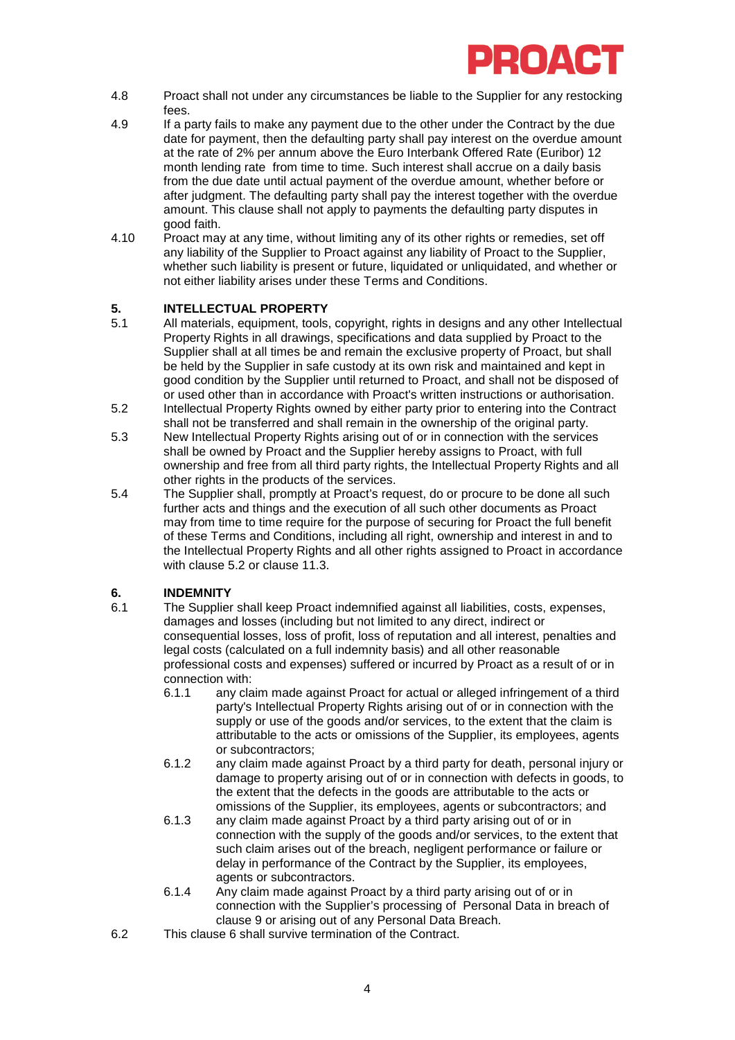4.8 Proact shall not under any circumstances be liable to the Supplier for any restocking fees.

4.9 If a party fails to make any payment due to the other under the Contract by the due date for payment, then the defaulting party shall pay interest on the overdue amount at the rate of 2% per annum above the Euro Interbank Offered Rate (Euribor) 12 month lending rate from time to time. Such interest shall accrue on a daily basis from the due date until actual payment of the overdue amount, whether before or after judgment. The defaulting party shall pay the interest together with the overdue amount. This clause shall not apply to payments the defaulting party disputes in good faith.

4.10 Proact may at any time, without limiting any of its other rights or remedies, set off any liability of the Supplier to Proact against any liability of Proact to the Supplier, whether such liability is present or future, liquidated or unliquidated, and whether or not either liability arises under these Terms and Conditions.

## 5. INTELLECTUAL PROPERTY

5.1 All materials, equipment, tools, copyright, rights in designs and any other Intellectual Property Rights in all drawings, specifications and data supplied by Proact to the Supplier shall at all times be and remain the exclusive property of Proact, but shall be held by the Supplier in safe custody at its own risk and maintained and kept in good condition by the Supplier until returned to Proact, and shall not be disposed of or used other than in accordance with Proact's written instructions or authorisation.

5.2 Intellectual Property Rights owned by either party prior to entering into the Contract shall not be transferred and shall remain in the ownership of the original party.

5.3 New Intellectual Property Rights arising out of or in connection with the services shall be owned by Proact and the Supplier hereby assigns to Proact, with full ownership and free from all third party rights, the Intellectual Property Rights and all other rights in the products of the services.

5.4 The Supplier shall, promptly at Proact's request, do or procure to be done all such further acts and things and the execution of all such other documents as Proact may from time to time require for the purpose of securing for Proact the full benefit of these Terms and Conditions, including all right, ownership and interest in and to the Intellectual Property Rights and all other rights assigned to Proact in accordance with clause 5.2 or clause 11.3.

## 6. INDEMNITY

6.1 The Supplier shall keep Proact indemnified against all liabilities, costs, expenses, damages and losses (including but not limited to any direct, indirect or consequential losses, loss of profit, loss of reputation and all interest, penalties and legal costs (calculated on a full indemnity basis) and all other reasonable professional costs and expenses) suffered or incurred by Proact as a result of or in connection with:

- 6.1.1 any claim made against Proact for actual or alleged infringement of a third party's Intellectual Property Rights arising out of or in connection with the supply or use of the goods and/or services, to the extent that the claim is attributable to the acts or omissions of the Supplier, its employees, agents or subcontractors;
- 6.1.2 any claim made against Proact by a third party for death, personal injury or damage to property arising out of or in connection with defects in goods, to the extent that the defects in the goods are attributable to the acts or omissions of the Supplier, its employees, agents or subcontractors; and
- 6.1.3 any claim made against Proact by a third party arising out of or in connection with the supply of the goods and/or services, to the extent that such claim arises out of the breach, negligent performance or failure or delay in performance of the Contract by the Supplier, its employees, agents or subcontractors.
- 6.1.4 Any claim made against Proact by a third party arising out of or in connection with the Supplier's processing of Personal Data in breach of clause 9 or arising out of any Personal Data Breach.

6.2 This clause 6 shall survive termination of the Contract.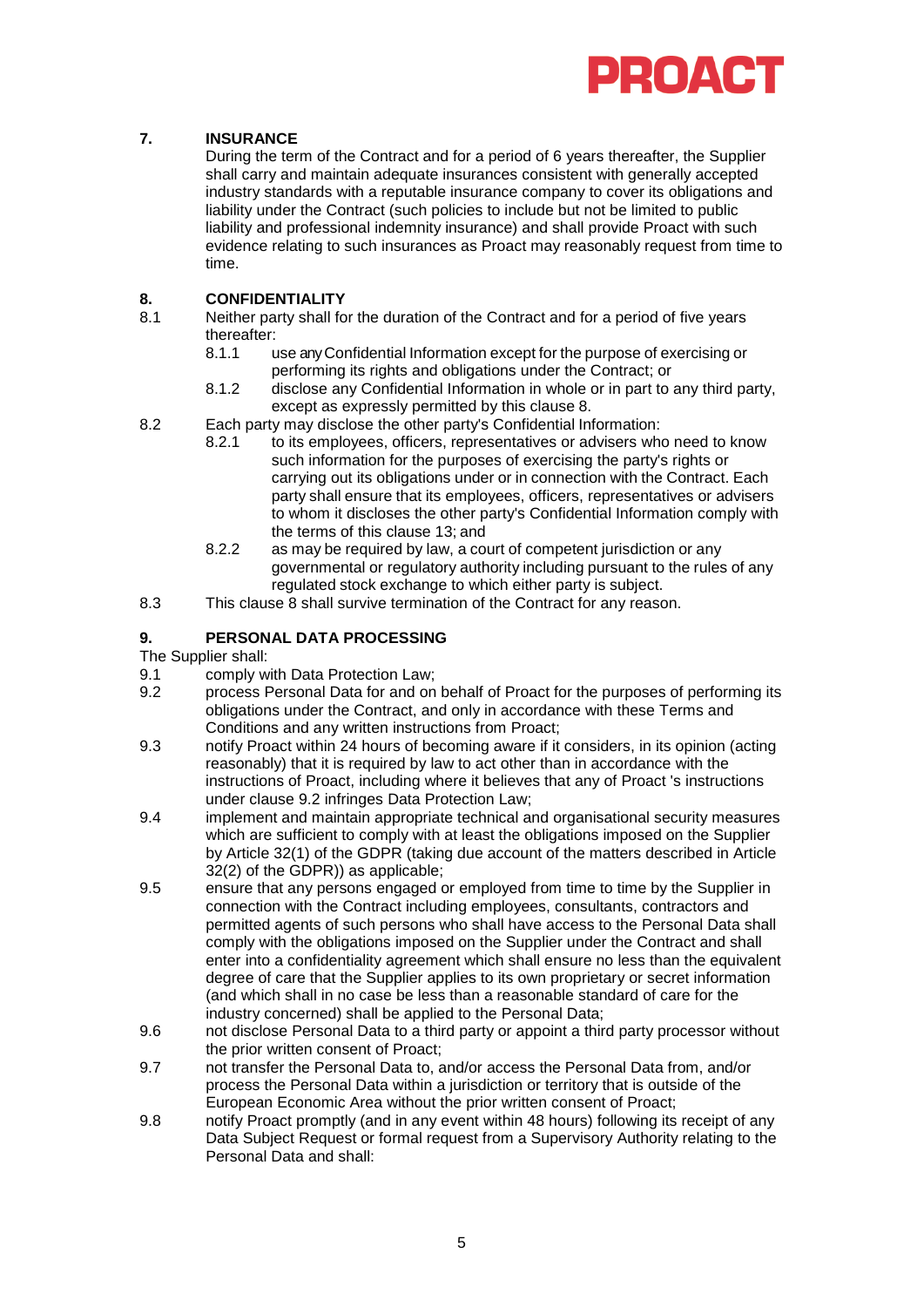## 7. INSURANCE

During the term of the Contract and for a period of 6 years thereafter, the Supplier shall carry and maintain adequate insurances consistent with generally accepted industry standards with a reputable insurance company to cover its obligations and liability under the Contract (such policies to include but not be limited to public liability and professional indemnity insurance) and shall provide Proact with such evidence relating to such insurances as Proact may reasonably request from time to time.

## 8. CONFIDENTIALITY

8.1 Neither party shall for the duration of the Contract and for a period of five years thereafter:

- 8.1.1 use any Confidential Information except for the purpose of exercising or performing its rights and obligations under the Contract; or
- 8.1.2 disclose any Confidential Information in whole or in part to any third party, except as expressly permitted by this clause 8.

8.2 Each party may disclose the other party's Confidential Information:

- 8.2.1 to its employees, officers, representatives or advisers who need to know such information for the purposes of exercising the party's rights or carrying out its obligations under or in connection with the Contract. Each party shall ensure that its employees, officers, representatives or advisers to whom it discloses the other party's Confidential Information comply with the terms of this clause 13; and
- 8.2.2 as may be required by law, a court of competent jurisdiction or any governmental or regulatory authority including pursuant to the rules of any regulated stock exchange to which either party is subject.

8.3 This clause 8 shall survive termination of the Contract for any reason.

## 9. PERSONAL DATA PROCESSING

The Supplier shall:

9.1 comply with Data Protection Law;

9.2 process Personal Data for and on behalf of Proact for the purposes of performing its obligations under the Contract, and only in accordance with these Terms and Conditions and any written instructions from Proact;

9.3 notify Proact within 24 hours of becoming aware if it considers, in its opinion (acting reasonably) that it is required by law to act other than in accordance with the instructions of Proact, including where it believes that any of Proact 's instructions under clause 9.2 infringes Data Protection Law;

9.4 implement and maintain appropriate technical and organisational security measures which are sufficient to comply with at least the obligations imposed on the Supplier by Article 32(1) of the GDPR (taking due account of the matters described in Article 32(2) of the GDPR)) as applicable;

9.5 ensure that any persons engaged or employed from time to time by the Supplier in connection with the Contract including employees, consultants, contractors and permitted agents of such persons who shall have access to the Personal Data shall comply with the obligations imposed on the Supplier under the Contract and shall enter into a confidentiality agreement which shall ensure no less than the equivalent degree of care that the Supplier applies to its own proprietary or secret information (and which shall in no case be less than a reasonable standard of care for the industry concerned) shall be applied to the Personal Data;

9.6 not disclose Personal Data to a third party or appoint a third party processor without the prior written consent of Proact;

9.7 not transfer the Personal Data to, and/or access the Personal Data from, and/or process the Personal Data within a jurisdiction or territory that is outside of the European Economic Area without the prior written consent of Proact;

9.8 notify Proact promptly (and in any event within 48 hours) following its receipt of any Data Subject Request or formal request from a Supervisory Authority relating to the Personal Data and shall: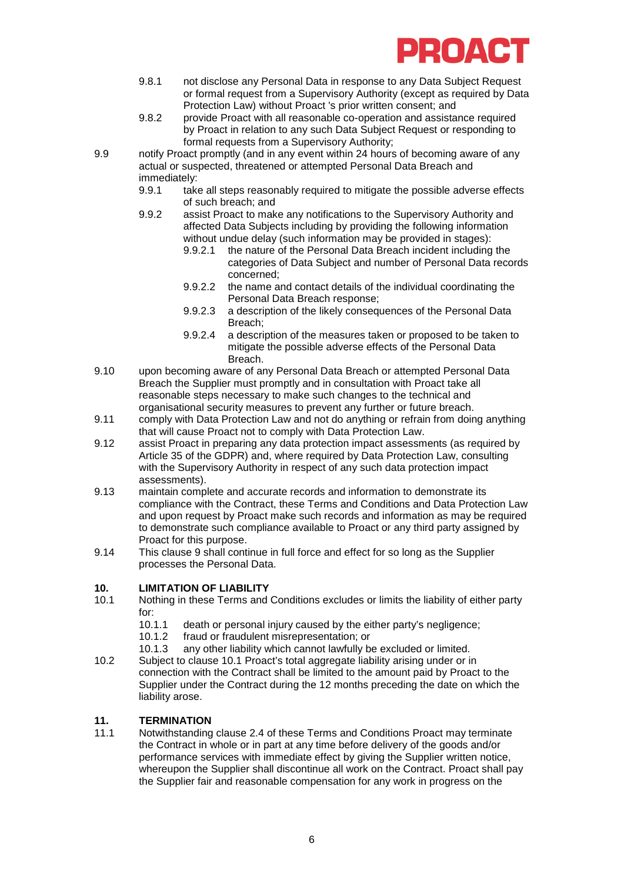9.8.1 not disclose any Personal Data in response to any Data Subject Request or formal request from a Supervisory Authority (except as required by Data Protection Law) without Proact 's prior written consent; and

9.8.2 provide Proact with all reasonable co-operation and assistance required by Proact in relation to any such Data Subject Request or responding to formal requests from a Supervisory Authority;

9.9 notify Proact promptly (and in any event within 24 hours of becoming aware of any actual or suspected, threatened or attempted Personal Data Breach and immediately:

9.9.1 take all steps reasonably required to mitigate the possible adverse effects of such breach; and

9.9.2 assist Proact to make any notifications to the Supervisory Authority and affected Data Subjects including by providing the following information without undue delay (such information may be provided in stages):

9.9.2.1 the nature of the Personal Data Breach incident including the categories of Data Subject and number of Personal Data records concerned;

9.9.2.2 the name and contact details of the individual coordinating the Personal Data Breach response;

9.9.2.3 a description of the likely consequences of the Personal Data Breach;

9.9.2.4 a description of the measures taken or proposed to be taken to mitigate the possible adverse effects of the Personal Data Breach.

9.10 upon becoming aware of any Personal Data Breach or attempted Personal Data Breach the Supplier must promptly and in consultation with Proact take all reasonable steps necessary to make such changes to the technical and organisational security measures to prevent any further or future breach.

9.11 comply with Data Protection Law and not do anything or refrain from doing anything that will cause Proact not to comply with Data Protection Law.

9.12 assist Proact in preparing any data protection impact assessments (as required by Article 35 of the GDPR) and, where required by Data Protection Law, consulting with the Supervisory Authority in respect of any such data protection impact assessments).

9.13 maintain complete and accurate records and information to demonstrate its compliance with the Contract, these Terms and Conditions and Data Protection Law and upon request by Proact make such records and information as may be required to demonstrate such compliance available to Proact or any third party assigned by Proact for this purpose.

9.14 This clause 9 shall continue in full force and effect for so long as the Supplier processes the Personal Data.

## 10. LIMITATION OF LIABILITY

10.1 Nothing in these Terms and Conditions excludes or limits the liability of either party for:

10.1.1 death or personal injury caused by the either party's negligence;

10.1.2 fraud or fraudulent misrepresentation; or

10.1.3 any other liability which cannot lawfully be excluded or limited.

10.2 Subject to clause 10.1 Proact's total aggregate liability arising under or in connection with the Contract shall be limited to the amount paid by Proact to the Supplier under the Contract during the 12 months preceding the date on which the liability arose.

## 11. TERMINATION

11.1 Notwithstanding clause 2.4 of these Terms and Conditions Proact may terminate the Contract in whole or in part at any time before delivery of the goods and/or performance services with immediate effect by giving the Supplier written notice, whereupon the Supplier shall discontinue all work on the Contract. Proact shall pay the Supplier fair and reasonable compensation for any work in progress on the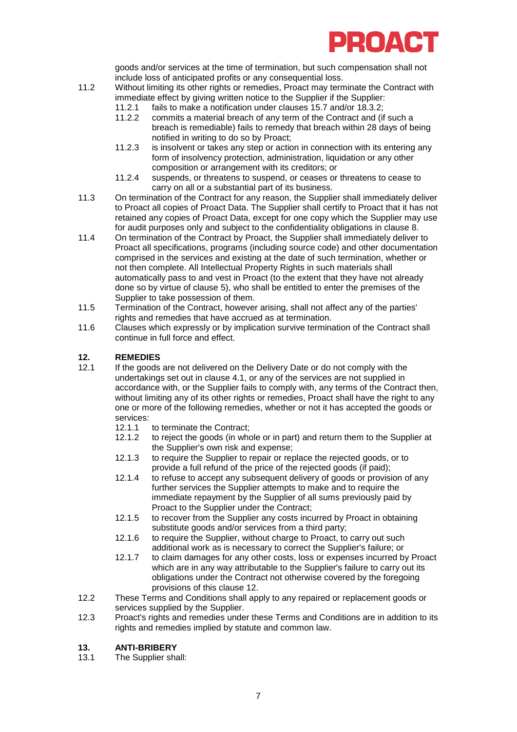goods and/or services at the time of termination, but such compensation shall not include loss of anticipated profits or any consequential loss.

11.2 Without limiting its other rights or remedies, Proact may terminate the Contract with immediate effect by giving written notice to the Supplier if the Supplier:

- 11.2.1 fails to make a notification under clauses 15.7 and/or 18.3.2;
- 11.2.2 commits a material breach of any term of the Contract and (if such a breach is remediable) fails to remedy that breach within 28 days of being notified in writing to do so by Proact;
- 11.2.3 is insolvent or takes any step or action in connection with its entering any form of insolvency protection, administration, liquidation or any other composition or arrangement with its creditors; or
- 11.2.4 suspends, or threatens to suspend, or ceases or threatens to cease to carry on all or a substantial part of its business.

11.3 On termination of the Contract for any reason, the Supplier shall immediately deliver to Proact all copies of Proact Data. The Supplier shall certify to Proact that it has not retained any copies of Proact Data, except for one copy which the Supplier may use for audit purposes only and subject to the confidentiality obligations in clause 8.

11.4 On termination of the Contract by Proact, the Supplier shall immediately deliver to Proact all specifications, programs (including source code) and other documentation comprised in the services and existing at the date of such termination, whether or not then complete. All Intellectual Property Rights in such materials shall automatically pass to and vest in Proact (to the extent that they have not already done so by virtue of clause 5), who shall be entitled to enter the premises of the Supplier to take possession of them.

11.5 Termination of the Contract, however arising, shall not affect any of the parties' rights and remedies that have accrued as at termination.

11.6 Clauses which expressly or by implication survive termination of the Contract shall continue in full force and effect.

## 12. REMEDIES

12.1 If the goods are not delivered on the Delivery Date or do not comply with the undertakings set out in clause 4.1, or any of the services are not supplied in accordance with, or the Supplier fails to comply with, any terms of the Contract then, without limiting any of its other rights or remedies, Proact shall have the right to any one or more of the following remedies, whether or not it has accepted the goods or services:

- 12.1.1 to terminate the Contract;
- 12.1.2 to reject the goods (in whole or in part) and return them to the Supplier at the Supplier's own risk and expense;
- 12.1.3 to require the Supplier to repair or replace the rejected goods, or to provide a full refund of the price of the rejected goods (if paid);
- 12.1.4 to refuse to accept any subsequent delivery of goods or provision of any further services the Supplier attempts to make and to require the immediate repayment by the Supplier of all sums previously paid by Proact to the Supplier under the Contract;
- 12.1.5 to recover from the Supplier any costs incurred by Proact in obtaining substitute goods and/or services from a third party;
- 12.1.6 to require the Supplier, without charge to Proact, to carry out such additional work as is necessary to correct the Supplier's failure; or
- 12.1.7 to claim damages for any other costs, loss or expenses incurred by Proact which are in any way attributable to the Supplier's failure to carry out its obligations under the Contract not otherwise covered by the foregoing provisions of this clause 12.

12.2 These Terms and Conditions shall apply to any repaired or replacement goods or services supplied by the Supplier.

12.3 Proact's rights and remedies under these Terms and Conditions are in addition to its rights and remedies implied by statute and common law.

## 13. ANTI-BRIBERY

13.1 The Supplier shall: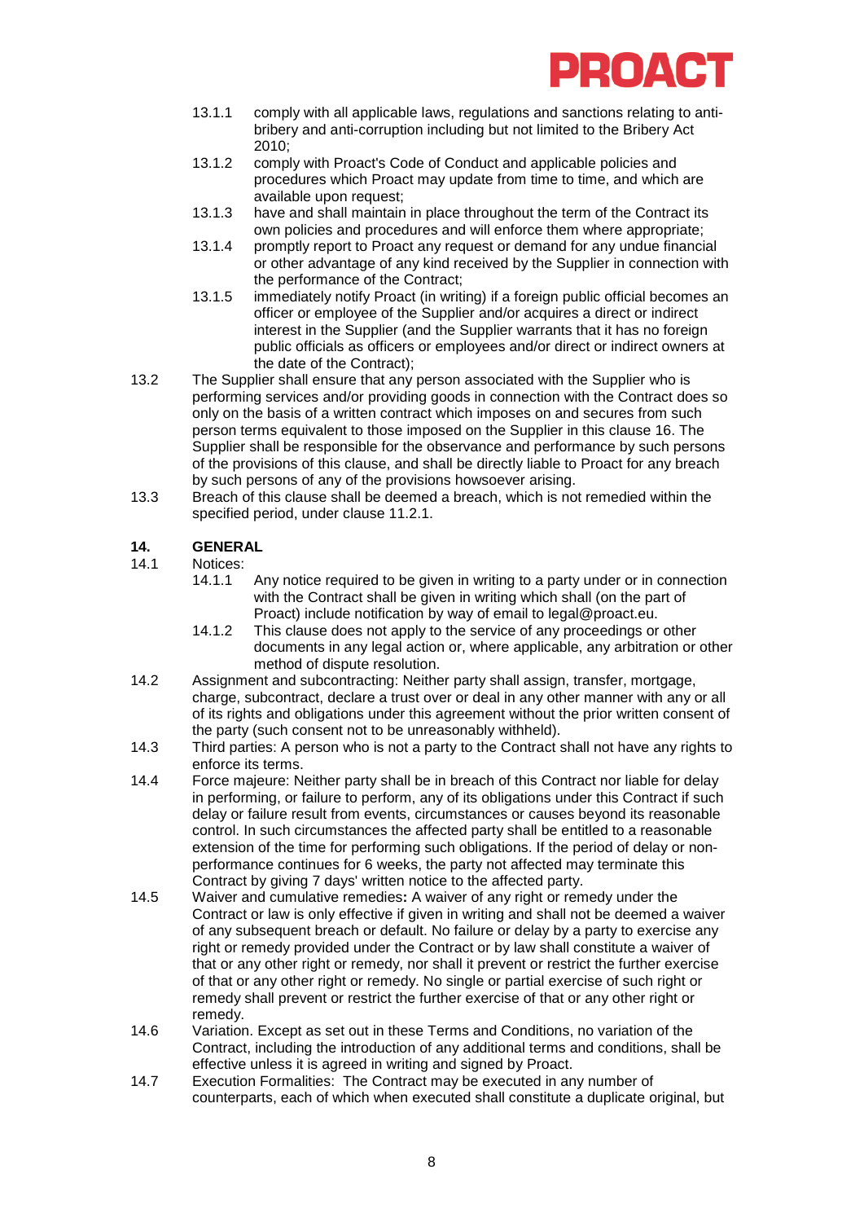13.1.1 comply with all applicable laws, regulations and sanctions relating to anti-bribery and anti-corruption including but not limited to the Bribery Act 2010;

13.1.2 comply with Proact's Code of Conduct and applicable policies and procedures which Proact may update from time to time, and which are available upon request;

13.1.3 have and shall maintain in place throughout the term of the Contract its own policies and procedures and will enforce them where appropriate;

13.1.4 promptly report to Proact any request or demand for any undue financial or other advantage of any kind received by the Supplier in connection with the performance of the Contract;

13.1.5 immediately notify Proact (in writing) if a foreign public official becomes an officer or employee of the Supplier and/or acquires a direct or indirect interest in the Supplier (and the Supplier warrants that it has no foreign public officials as officers or employees and/or direct or indirect owners at the date of the Contract);

13.2 The Supplier shall ensure that any person associated with the Supplier who is performing services and/or providing goods in connection with the Contract does so only on the basis of a written contract which imposes on and secures from such person terms equivalent to those imposed on the Supplier in this clause 16. The Supplier shall be responsible for the observance and performance by such persons of the provisions of this clause, and shall be directly liable to Proact for any breach by such persons of any of the provisions howsoever arising.

13.3 Breach of this clause shall be deemed a breach, which is not remedied within the specified period, under clause 11.2.1.

## 14. GENERAL

14.1 Notices:

14.1.1 Any notice required to be given in writing to a party under or in connection with the Contract shall be given in writing which shall (on the part of Proact) include notification by way of email to legal@proact.eu.

14.1.2 This clause does not apply to the service of any proceedings or other documents in any legal action or, where applicable, any arbitration or other method of dispute resolution.

14.2 Assignment and subcontracting: Neither party shall assign, transfer, mortgage, charge, subcontract, declare a trust over or deal in any other manner with any or all of its rights and obligations under this agreement without the prior written consent of the party (such consent not to be unreasonably withheld).

14.3 Third parties: A person who is not a party to the Contract shall not have any rights to enforce its terms.

14.4 Force majeure: Neither party shall be in breach of this Contract nor liable for delay in performing, or failure to perform, any of its obligations under this Contract if such delay or failure result from events, circumstances or causes beyond its reasonable control. In such circumstances the affected party shall be entitled to a reasonable extension of the time for performing such obligations. If the period of delay or non-performance continues for 6 weeks, the party not affected may terminate this Contract by giving 7 days' written notice to the affected party.

14.5 Waiver and cumulative remedies**:** A waiver of any right or remedy under the Contract or law is only effective if given in writing and shall not be deemed a waiver of any subsequent breach or default. No failure or delay by a party to exercise any right or remedy provided under the Contract or by law shall constitute a waiver of that or any other right or remedy, nor shall it prevent or restrict the further exercise of that or any other right or remedy. No single or partial exercise of such right or remedy shall prevent or restrict the further exercise of that or any other right or remedy.

14.6 Variation. Except as set out in these Terms and Conditions, no variation of the Contract, including the introduction of any additional terms and conditions, shall be effective unless it is agreed in writing and signed by Proact.

14.7 Execution Formalities: The Contract may be executed in any number of counterparts, each of which when executed shall constitute a duplicate original, but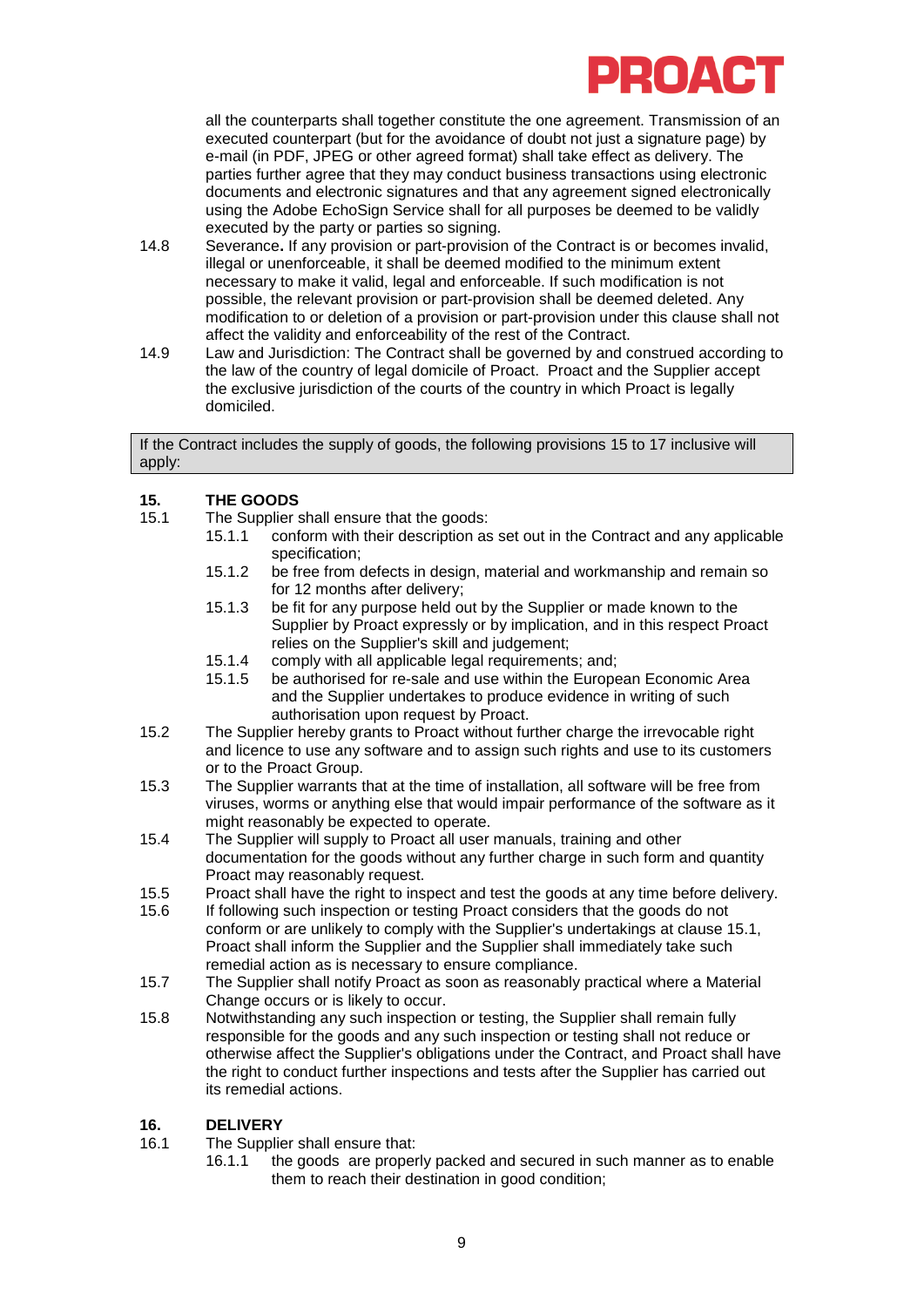all the counterparts shall together constitute the one agreement. Transmission of an executed counterpart (but for the avoidance of doubt not just a signature page) by e-mail (in PDF, JPEG or other agreed format) shall take effect as delivery. The parties further agree that they may conduct business transactions using electronic documents and electronic signatures and that any agreement signed electronically using the Adobe EchoSign Service shall for all purposes be deemed to be validly executed by the party or parties so signing.

14.8 Severance**.** If any provision or part-provision of the Contract is or becomes invalid, illegal or unenforceable, it shall be deemed modified to the minimum extent necessary to make it valid, legal and enforceable. If such modification is not possible, the relevant provision or part-provision shall be deemed deleted. Any modification to or deletion of a provision or part-provision under this clause shall not affect the validity and enforceability of the rest of the Contract.

14.9 Law and Jurisdiction: The Contract shall be governed by and construed according to the law of the country of legal domicile of Proact. Proact and the Supplier accept the exclusive jurisdiction of the courts of the country in which Proact is legally domiciled.

| If the Contract includes the supply of goods, the following provisions 15 to 17 inclusive will apply: |
|---|

## 15. THE GOODS

15.1 The Supplier shall ensure that the goods:

- 15.1.1 conform with their description as set out in the Contract and any applicable specification;
- 15.1.2 be free from defects in design, material and workmanship and remain so for 12 months after delivery;
- 15.1.3 be fit for any purpose held out by the Supplier or made known to the Supplier by Proact expressly or by implication, and in this respect Proact relies on the Supplier's skill and judgement;
- 15.1.4 comply with all applicable legal requirements; and;
- 15.1.5 be authorised for re-sale and use within the European Economic Area and the Supplier undertakes to produce evidence in writing of such authorisation upon request by Proact.

15.2 The Supplier hereby grants to Proact without further charge the irrevocable right and licence to use any software and to assign such rights and use to its customers or to the Proact Group.

15.3 The Supplier warrants that at the time of installation, all software will be free from viruses, worms or anything else that would impair performance of the software as it might reasonably be expected to operate.

15.4 The Supplier will supply to Proact all user manuals, training and other documentation for the goods without any further charge in such form and quantity Proact may reasonably request.

15.5 Proact shall have the right to inspect and test the goods at any time before delivery.

15.6 If following such inspection or testing Proact considers that the goods do not conform or are unlikely to comply with the Supplier's undertakings at clause 15.1, Proact shall inform the Supplier and the Supplier shall immediately take such remedial action as is necessary to ensure compliance.

15.7 The Supplier shall notify Proact as soon as reasonably practical where a Material Change occurs or is likely to occur.

15.8 Notwithstanding any such inspection or testing, the Supplier shall remain fully responsible for the goods and any such inspection or testing shall not reduce or otherwise affect the Supplier's obligations under the Contract, and Proact shall have the right to conduct further inspections and tests after the Supplier has carried out its remedial actions.

## 16. DELIVERY

16.1 The Supplier shall ensure that:

- 16.1.1 the goods are properly packed and secured in such manner as to enable them to reach their destination in good condition;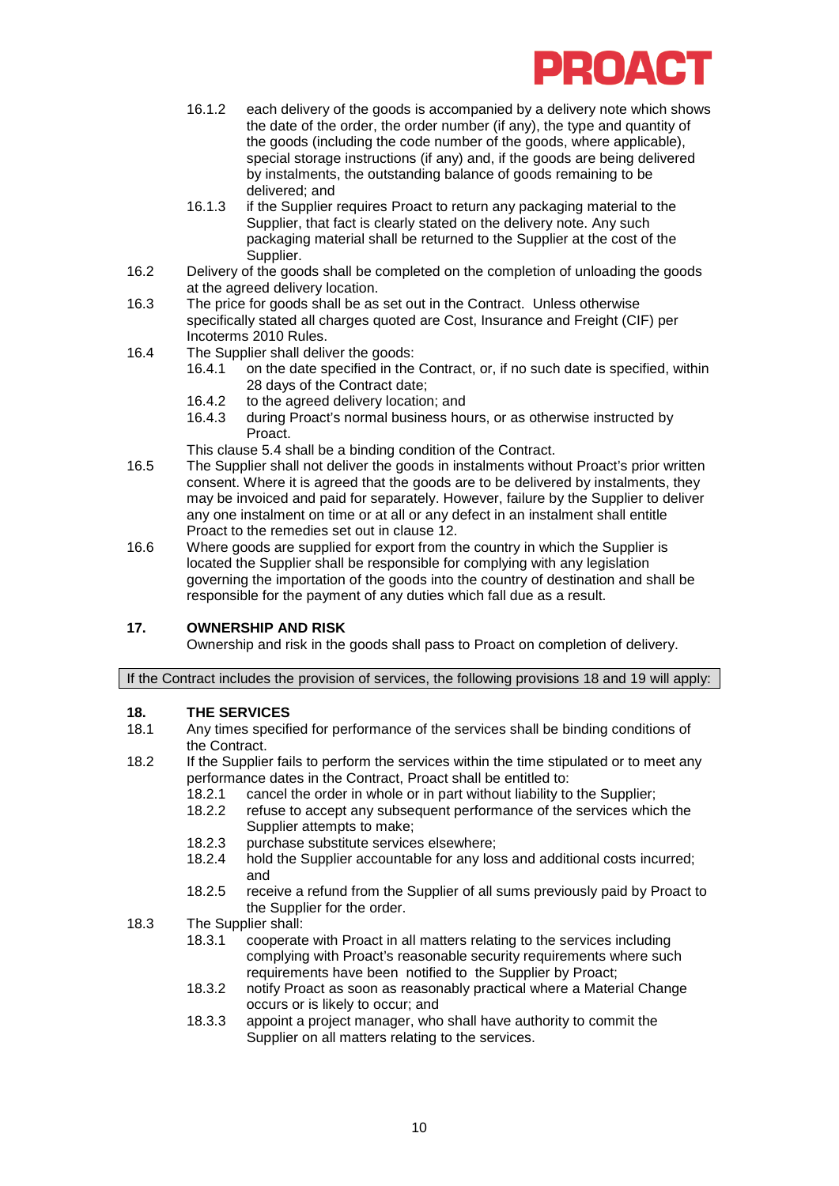16.1.2 each delivery of the goods is accompanied by a delivery note which shows the date of the order, the order number (if any), the type and quantity of the goods (including the code number of the goods, where applicable), special storage instructions (if any) and, if the goods are being delivered by instalments, the outstanding balance of goods remaining to be delivered; and

16.1.3 if the Supplier requires Proact to return any packaging material to the Supplier, that fact is clearly stated on the delivery note. Any such packaging material shall be returned to the Supplier at the cost of the Supplier.

16.2 Delivery of the goods shall be completed on the completion of unloading the goods at the agreed delivery location.

16.3 The price for goods shall be as set out in the Contract. Unless otherwise specifically stated all charges quoted are Cost, Insurance and Freight (CIF) per Incoterms 2010 Rules.

16.4 The Supplier shall deliver the goods:

16.4.1 on the date specified in the Contract, or, if no such date is specified, within 28 days of the Contract date;

16.4.2 to the agreed delivery location; and

16.4.3 during Proact's normal business hours, or as otherwise instructed by Proact.

This clause 5.4 shall be a binding condition of the Contract.

16.5 The Supplier shall not deliver the goods in instalments without Proact's prior written consent. Where it is agreed that the goods are to be delivered by instalments, they may be invoiced and paid for separately. However, failure by the Supplier to deliver any one instalment on time or at all or any defect in an instalment shall entitle Proact to the remedies set out in clause 12.

16.6 Where goods are supplied for export from the country in which the Supplier is located the Supplier shall be responsible for complying with any legislation governing the importation of the goods into the country of destination and shall be responsible for the payment of any duties which fall due as a result.

## 17. OWNERSHIP AND RISK

Ownership and risk in the goods shall pass to Proact on completion of delivery.

If the Contract includes the provision of services, the following provisions 18 and 19 will apply:

## 18. THE SERVICES

18.1 Any times specified for performance of the services shall be binding conditions of the Contract.

18.2 If the Supplier fails to perform the services within the time stipulated or to meet any performance dates in the Contract, Proact shall be entitled to:

18.2.1 cancel the order in whole or in part without liability to the Supplier;

18.2.2 refuse to accept any subsequent performance of the services which the Supplier attempts to make;

18.2.3 purchase substitute services elsewhere;

18.2.4 hold the Supplier accountable for any loss and additional costs incurred; and

18.2.5 receive a refund from the Supplier of all sums previously paid by Proact to the Supplier for the order.

18.3 The Supplier shall:

18.3.1 cooperate with Proact in all matters relating to the services including complying with Proact's reasonable security requirements where such requirements have been notified to the Supplier by Proact;

18.3.2 notify Proact as soon as reasonably practical where a Material Change occurs or is likely to occur; and

18.3.3 appoint a project manager, who shall have authority to commit the Supplier on all matters relating to the services.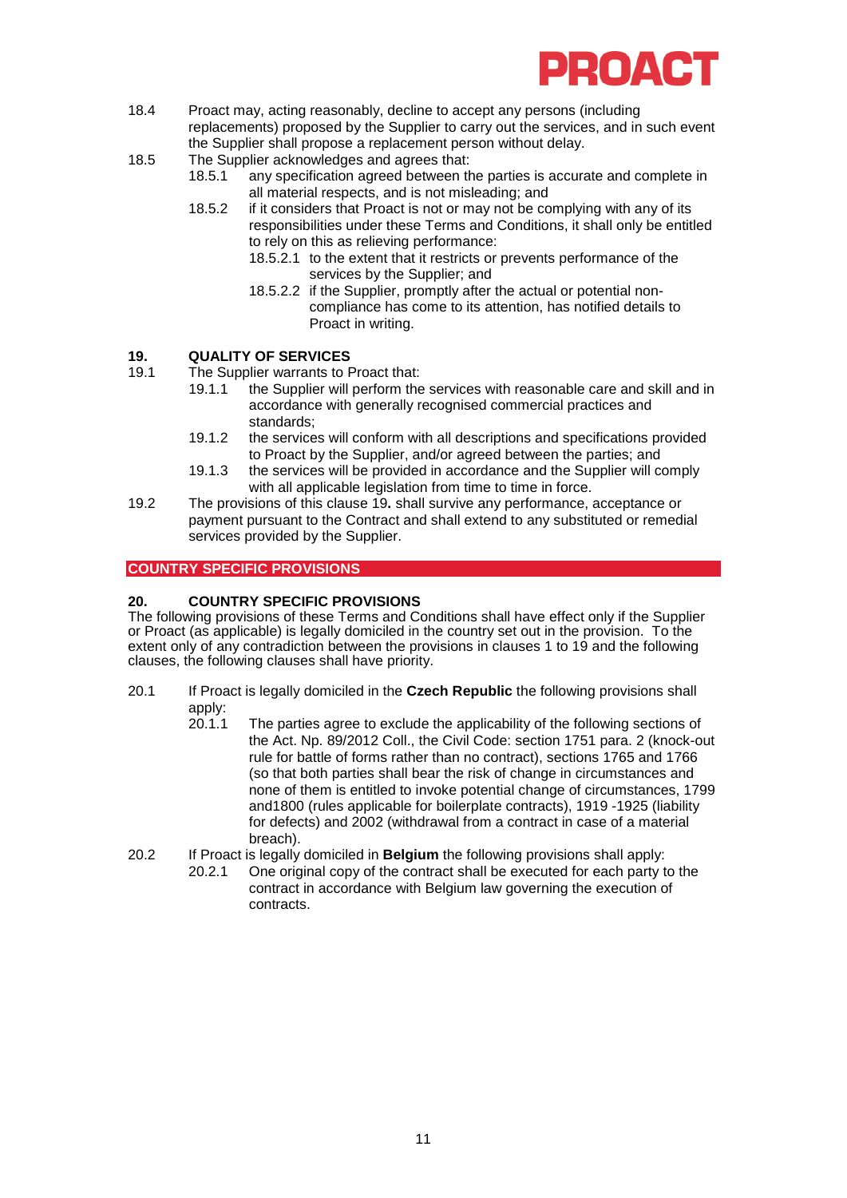18.4 Proact may, acting reasonably, decline to accept any persons (including replacements) proposed by the Supplier to carry out the services, and in such event the Supplier shall propose a replacement person without delay.

18.5 The Supplier acknowledges and agrees that:

18.5.1 any specification agreed between the parties is accurate and complete in all material respects, and is not misleading; and

18.5.2 if it considers that Proact is not or may not be complying with any of its responsibilities under these Terms and Conditions, it shall only be entitled to rely on this as relieving performance:

18.5.2.1 to the extent that it restricts or prevents performance of the services by the Supplier; and

18.5.2.2 if the Supplier, promptly after the actual or potential non-compliance has come to its attention, has notified details to Proact in writing.

## 19. QUALITY OF SERVICES

19.1 The Supplier warrants to Proact that:

19.1.1 the Supplier will perform the services with reasonable care and skill and in accordance with generally recognised commercial practices and standards;

19.1.2 the services will conform with all descriptions and specifications provided to Proact by the Supplier, and/or agreed between the parties; and

19.1.3 the services will be provided in accordance and the Supplier will comply with all applicable legislation from time to time in force.

19.2 The provisions of this clause 19**.** shall survive any performance, acceptance or payment pursuant to the Contract and shall extend to any substituted or remedial services provided by the Supplier.

## COUNTRY SPECIFIC PROVISIONS

## 20. COUNTRY SPECIFIC PROVISIONS

The following provisions of these Terms and Conditions shall have effect only if the Supplier or Proact (as applicable) is legally domiciled in the country set out in the provision. To the extent only of any contradiction between the provisions in clauses 1 to 19 and the following clauses, the following clauses shall have priority.

20.1 If Proact is legally domiciled in the **Czech Republic** the following provisions shall apply:

20.1.1 The parties agree to exclude the applicability of the following sections of the Act. Np. 89/2012 Coll., the Civil Code: section 1751 para. 2 (knock-out rule for battle of forms rather than no contract), sections 1765 and 1766 (so that both parties shall bear the risk of change in circumstances and none of them is entitled to invoke potential change of circumstances, 1799 and1800 (rules applicable for boilerplate contracts), 1919 -1925 (liability for defects) and 2002 (withdrawal from a contract in case of a material breach).

20.2 If Proact is legally domiciled in **Belgium** the following provisions shall apply:

20.2.1 One original copy of the contract shall be executed for each party to the contract in accordance with Belgium law governing the execution of contracts.